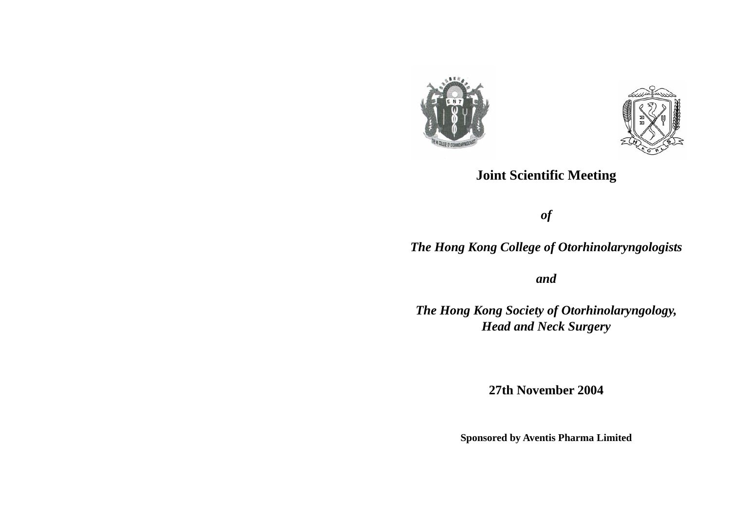# Joint Scientific Meeting

***of***

***The Hong Kong College of Otorhinolaryngologists***

***and***

***The Hong Kong Society of Otorhinolaryngology, Head and Neck Surgery***

**27th November 2004**

**Sponsored by Aventis Pharma Limited**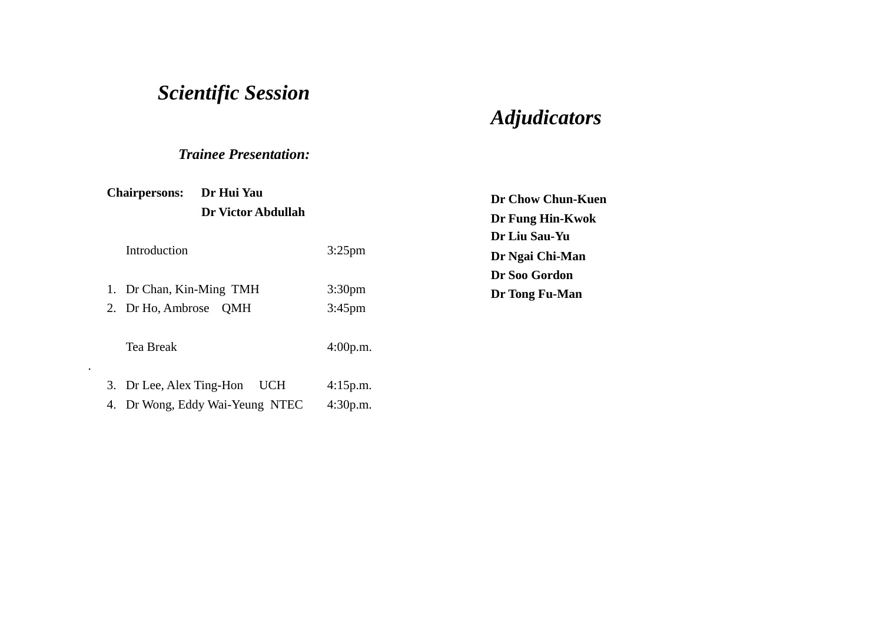## *Scientific Session*

### *Trainee Presentation:*

**Chairpersons:** **Dr Hui Yau**
**Dr Victor Abdullah**

| | | |
|---|---|---|
| | Introduction | 3:25pm |
| 1. | Dr Chan, Kin-Ming TMH | 3:30pm |
| 2. | Dr Ho, Ambrose QMH | 3:45pm |
| | Tea Break | 4:00p.m. |
| 3. | Dr Lee, Alex Ting-Hon UCH | 4:15p.m. |
| 4. | Dr Wong, Eddy Wai-Yeung NTEC | 4:30p.m. |

## *Adjudicators*

**Dr Chow Chun-Kuen**
**Dr Fung Hin-Kwok**
**Dr Liu Sau-Yu**
**Dr Ngai Chi-Man**
**Dr Soo Gordon**
**Dr Tong Fu-Man**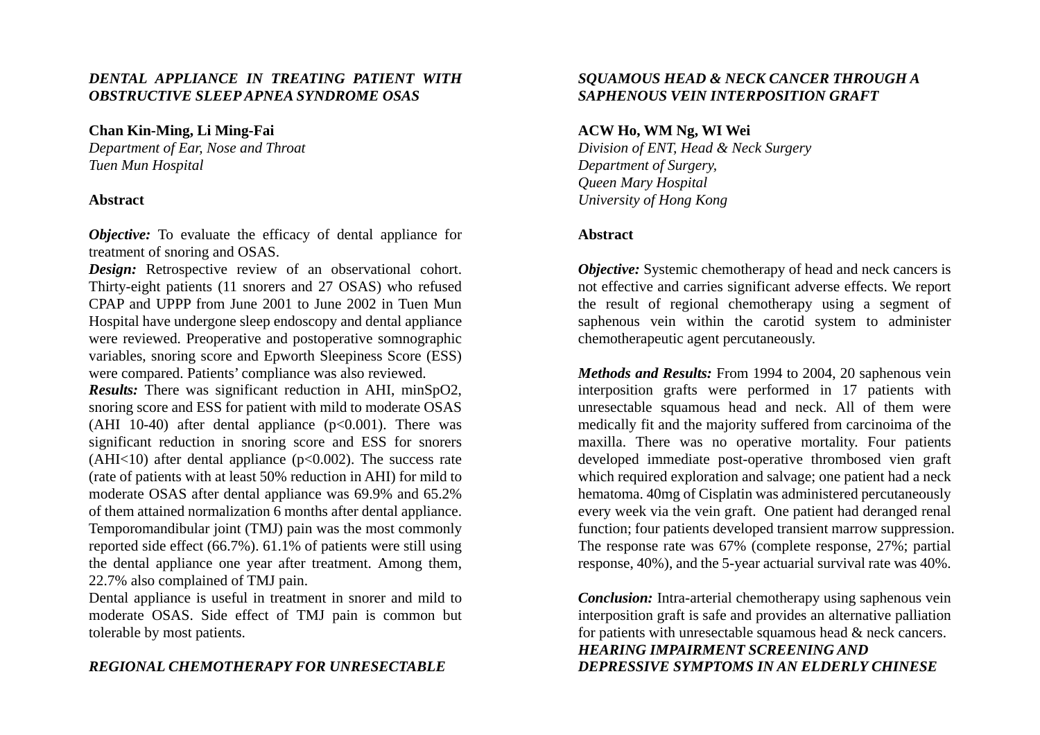## *DENTAL APPLIANCE IN TREATING PATIENT WITH OBSTRUCTIVE SLEEP APNEA SYNDROME OSAS*

**Chan Kin-Ming, Li Ming-Fai**
*Department of Ear, Nose and Throat*
*Tuen Mun Hospital*

### Abstract

***Objective:*** To evaluate the efficacy of dental appliance for treatment of snoring and OSAS.
***Design:*** Retrospective review of an observational cohort. Thirty-eight patients (11 snorers and 27 OSAS) who refused CPAP and UPPP from June 2001 to June 2002 in Tuen Mun Hospital have undergone sleep endoscopy and dental appliance were reviewed. Preoperative and postoperative somnographic variables, snoring score and Epworth Sleepiness Score (ESS) were compared. Patients' compliance was also reviewed.
***Results:*** There was significant reduction in AHI, minSpO2, snoring score and ESS for patient with mild to moderate OSAS (AHI 10-40) after dental appliance ($p<0.001$). There was significant reduction in snoring score and ESS for snorers (AHI<10) after dental appliance ($p<0.002$). The success rate (rate of patients with at least 50% reduction in AHI) for mild to moderate OSAS after dental appliance was 69.9% and 65.2% of them attained normalization 6 months after dental appliance. Temporomandibular joint (TMJ) pain was the most commonly reported side effect (66.7%). 61.1% of patients were still using the dental appliance one year after treatment. Among them, 22.7% also complained of TMJ pain.
Dental appliance is useful in treatment in snorer and mild to moderate OSAS. Side effect of TMJ pain is common but tolerable by most patients.

## *REGIONAL CHEMOTHERAPY FOR UNRESECTABLE SQUAMOUS HEAD & NECK CANCER THROUGH A SAPHENOUS VEIN INTERPOSITION GRAFT*

**ACW Ho, WM Ng, WI Wei**
*Division of ENT, Head & Neck Surgery*
*Department of Surgery,*
*Queen Mary Hospital*
*University of Hong Kong*

### Abstract

***Objective:*** Systemic chemotherapy of head and neck cancers is not effective and carries significant adverse effects. We report the result of regional chemotherapy using a segment of saphenous vein within the carotid system to administer chemotherapeutic agent percutaneously.

***Methods and Results:*** From 1994 to 2004, 20 saphenous vein interposition grafts were performed in 17 patients with unresectable squamous head and neck. All of them were medically fit and the majority suffered from carcinoima of the maxilla. There was no operative mortality. Four patients developed immediate post-operative thrombosed vien graft which required exploration and salvage; one patient had a neck hematoma. 40mg of Cisplatin was administered percutaneously every week via the vein graft. One patient had deranged renal function; four patients developed transient marrow suppression. The response rate was 67% (complete response, 27%; partial response, 40%), and the 5-year actuarial survival rate was 40%.

***Conclusion:*** Intra-arterial chemotherapy using saphenous vein interposition graft is safe and provides an alternative palliation for patients with unresectable squamous head & neck cancers.

## *HEARING IMPAIRMENT SCREENING AND DEPRESSIVE SYMPTOMS IN AN ELDERLY CHINESE*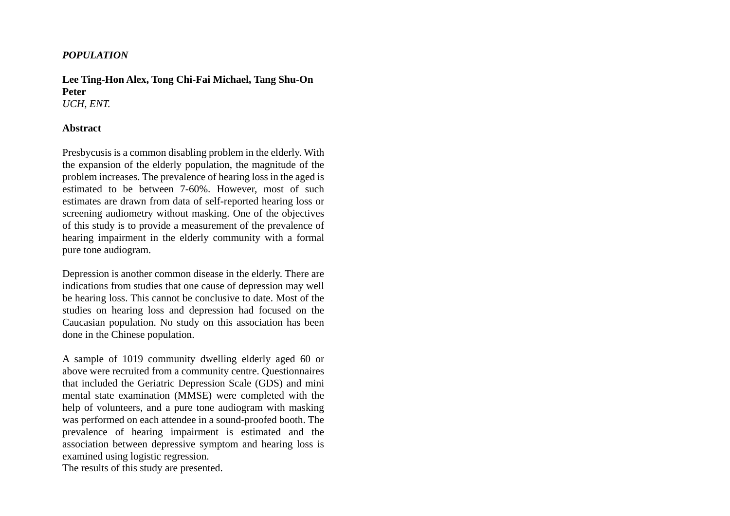***POPULATION***

**Lee Ting-Hon Alex, Tong Chi-Fai Michael, Tang Shu-On Peter**
*UCH, ENT.*

**Abstract**

Presbycusis is a common disabling problem in the elderly. With the expansion of the elderly population, the magnitude of the problem increases. The prevalence of hearing loss in the aged is estimated to be between 7-60%. However, most of such estimates are drawn from data of self-reported hearing loss or screening audiometry without masking. One of the objectives of this study is to provide a measurement of the prevalence of hearing impairment in the elderly community with a formal pure tone audiogram.

Depression is another common disease in the elderly. There are indications from studies that one cause of depression may well be hearing loss. This cannot be conclusive to date. Most of the studies on hearing loss and depression had focused on the Caucasian population. No study on this association has been done in the Chinese population.

A sample of 1019 community dwelling elderly aged 60 or above were recruited from a community centre. Questionnaires that included the Geriatric Depression Scale (GDS) and mini mental state examination (MMSE) were completed with the help of volunteers, and a pure tone audiogram with masking was performed on each attendee in a sound-proofed booth. The prevalence of hearing impairment is estimated and the association between depressive symptom and hearing loss is examined using logistic regression.
The results of this study are presented.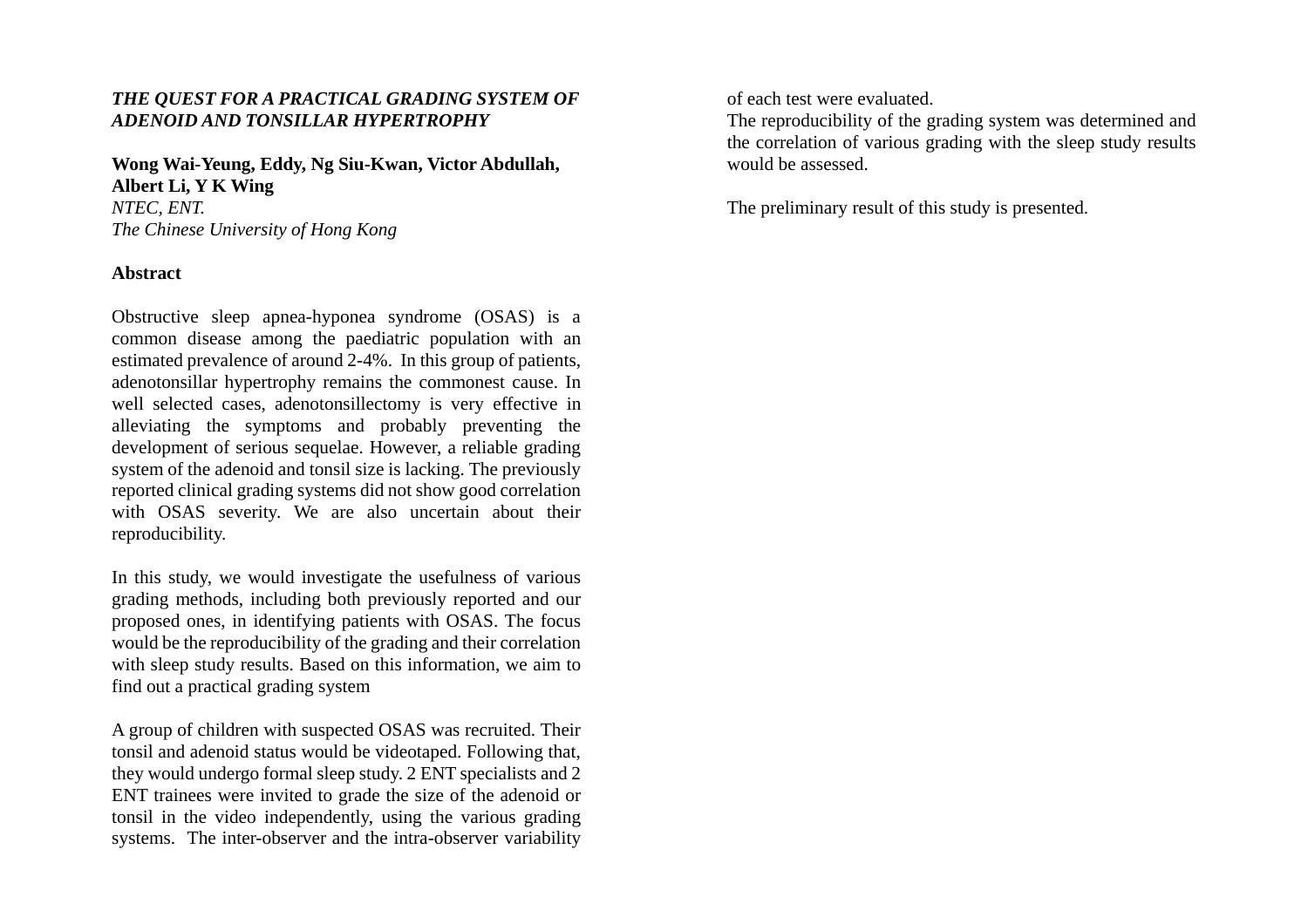## *THE QUEST FOR A PRACTICAL GRADING SYSTEM OF ADENOID AND TONSILLAR HYPERTROPHY*

**Wong Wai-Yeung, Eddy, Ng Siu-Kwan, Victor Abdullah, Albert Li, Y K Wing**
*NTEC, ENT.*
*The Chinese University of Hong Kong*

**Abstract**

Obstructive sleep apnea-hyponea syndrome (OSAS) is a common disease among the paediatric population with an estimated prevalence of around 2-4%. In this group of patients, adenotonsillar hypertrophy remains the commonest cause. In well selected cases, adenotonsillectomy is very effective in alleviating the symptoms and probably preventing the development of serious sequelae. However, a reliable grading system of the adenoid and tonsil size is lacking. The previously reported clinical grading systems did not show good correlation with OSAS severity. We are also uncertain about their reproducibility.

In this study, we would investigate the usefulness of various grading methods, including both previously reported and our proposed ones, in identifying patients with OSAS. The focus would be the reproducibility of the grading and their correlation with sleep study results. Based on this information, we aim to find out a practical grading system

A group of children with suspected OSAS was recruited. Their tonsil and adenoid status would be videotaped. Following that, they would undergo formal sleep study. 2 ENT specialists and 2 ENT trainees were invited to grade the size of the adenoid or tonsil in the video independently, using the various grading systems. The inter-observer and the intra-observer variability of each test were evaluated.
The reproducibility of the grading system was determined and the correlation of various grading with the sleep study results would be assessed.

The preliminary result of this study is presented.